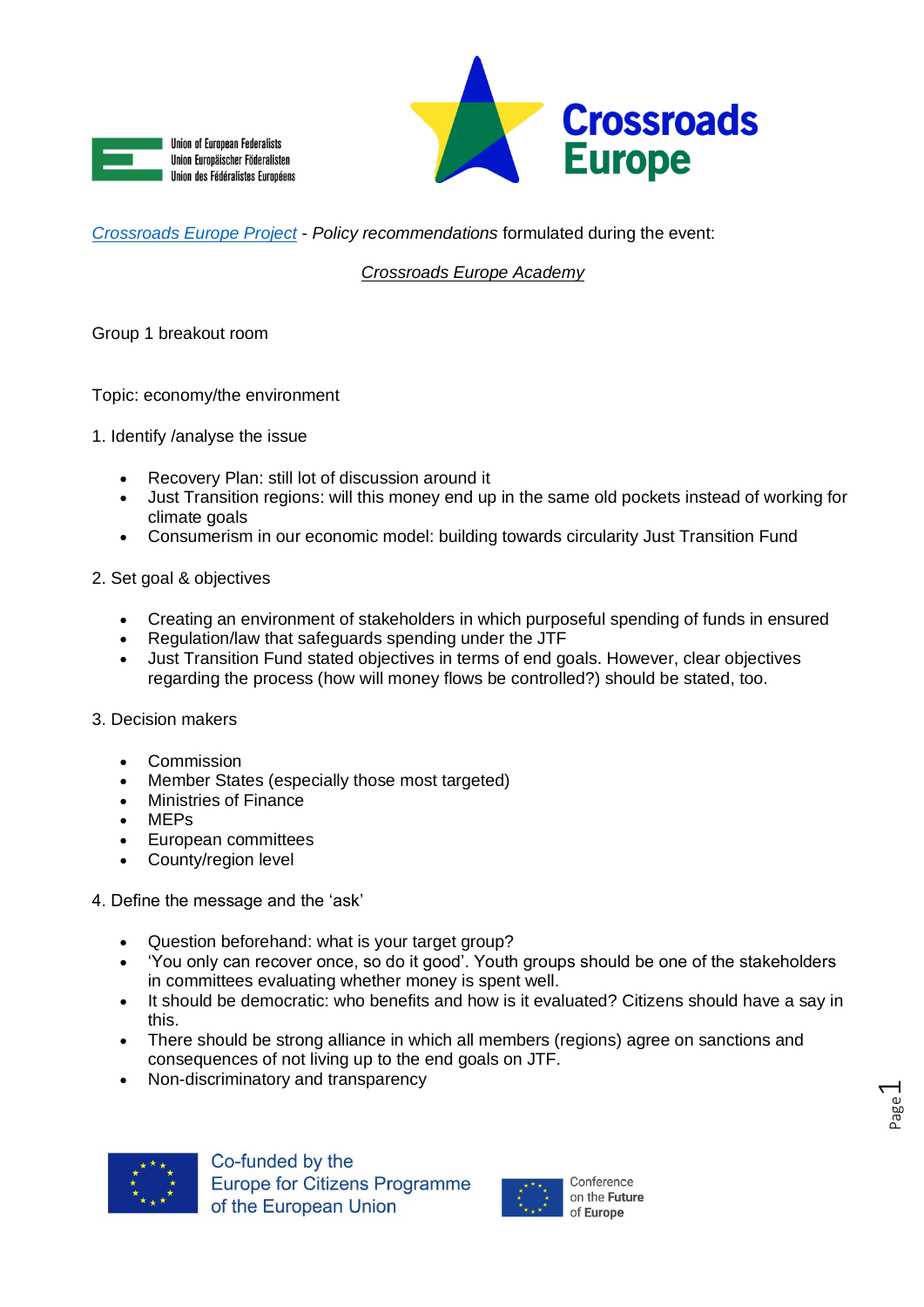Union of European Federalists
Union Europäischer Föderalisten
Union des Fédéralistes Européens

Crossroads Europe

*Crossroads Europe Project* - *Policy recommendations* formulated during the event:

*Crossroads Europe Academy*

Group 1 breakout room

Topic: economy/the environment

1. Identify /analyse the issue

- Recovery Plan: still lot of discussion around it
- Just Transition regions: will this money end up in the same old pockets instead of working for climate goals
- Consumerism in our economic model: building towards circularity Just Transition Fund

2. Set goal & objectives

- Creating an environment of stakeholders in which purposeful spending of funds in ensured
- Regulation/law that safeguards spending under the JTF
- Just Transition Fund stated objectives in terms of end goals. However, clear objectives regarding the process (how will money flows be controlled?) should be stated, too.

3. Decision makers

- Commission
- Member States (especially those most targeted)
- Ministries of Finance
- MEPs
- European committees
- County/region level

4. Define the message and the 'ask'

- Question beforehand: what is your target group?
- 'You only can recover once, so do it good'. Youth groups should be one of the stakeholders in committees evaluating whether money is spent well.
- It should be democratic: who benefits and how is it evaluated? Citizens should have a say in this.
- There should be strong alliance in which all members (regions) agree on sanctions and consequences of not living up to the end goals on JTF.
- Non-discriminatory and transparency

Co-funded by the Europe for Citizens Programme of the European Union

Conference on the Future of Europe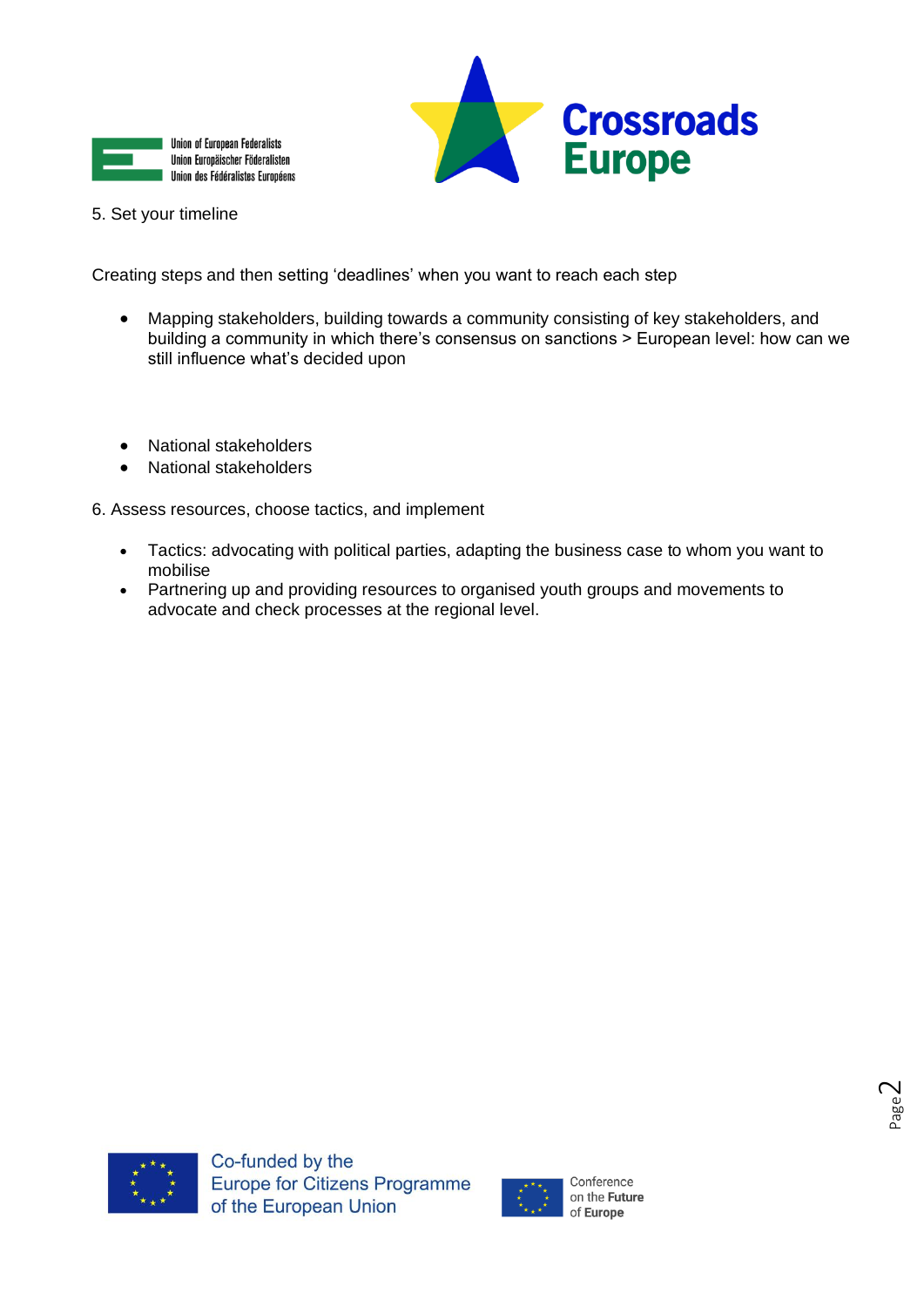5. Set your timeline

Creating steps and then setting 'deadlines' when you want to reach each step

- Mapping stakeholders, building towards a community consisting of key stakeholders, and building a community in which there's consensus on sanctions > European level: how can we still influence what's decided upon

- National stakeholders
- National stakeholders

6. Assess resources, choose tactics, and implement

- Tactics: advocating with political parties, adapting the business case to whom you want to mobilise
- Partnering up and providing resources to organised youth groups and movements to advocate and check processes at the regional level.